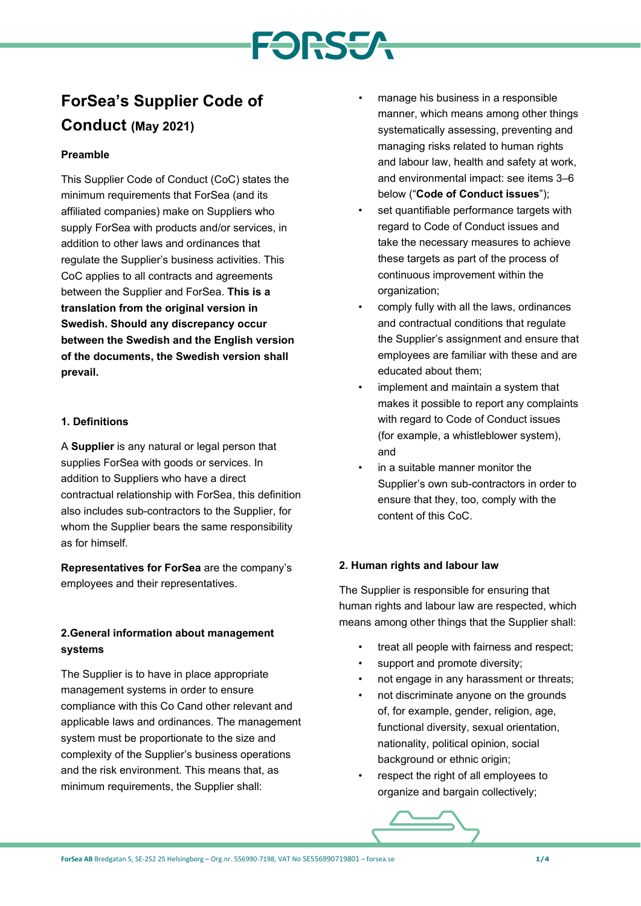# ForSea's Supplier Code of Conduct (May 2021)

**Preamble**

This Supplier Code of Conduct (CoC) states the minimum requirements that ForSea (and its affiliated companies) make on Suppliers who supply ForSea with products and/or services, in addition to other laws and ordinances that regulate the Supplier's business activities. This CoC applies to all contracts and agreements between the Supplier and ForSea. **This is a translation from the original version in Swedish. Should any discrepancy occur between the Swedish and the English version of the documents, the Swedish version shall prevail.**

**1. Definitions**

A **Supplier** is any natural or legal person that supplies ForSea with goods or services. In addition to Suppliers who have a direct contractual relationship with ForSea, this definition also includes sub-contractors to the Supplier, for whom the Supplier bears the same responsibility as for himself.

**Representatives for ForSea** are the company's employees and their representatives.

**2.General information about management systems**

The Supplier is to have in place appropriate management systems in order to ensure compliance with this Co Cand other relevant and applicable laws and ordinances. The management system must be proportionate to the size and complexity of the Supplier's business operations and the risk environment. This means that, as minimum requirements, the Supplier shall:

- manage his business in a responsible manner, which means among other things systematically assessing, preventing and managing risks related to human rights and labour law, health and safety at work, and environmental impact: see items 3–6 below ("**Code of Conduct issues**");
- set quantifiable performance targets with regard to Code of Conduct issues and take the necessary measures to achieve these targets as part of the process of continuous improvement within the organization;
- comply fully with all the laws, ordinances and contractual conditions that regulate the Supplier's assignment and ensure that employees are familiar with these and are educated about them;
- implement and maintain a system that makes it possible to report any complaints with regard to Code of Conduct issues (for example, a whistleblower system), and
- in a suitable manner monitor the Supplier's own sub-contractors in order to ensure that they, too, comply with the content of this CoC.

**2. Human rights and labour law**

The Supplier is responsible for ensuring that human rights and labour law are respected, which means among other things that the Supplier shall:

- treat all people with fairness and respect;
- support and promote diversity;
- not engage in any harassment or threats;
- not discriminate anyone on the grounds of, for example, gender, religion, age, functional diversity, sexual orientation, nationality, political opinion, social background or ethnic origin;
- respect the right of all employees to organize and bargain collectively;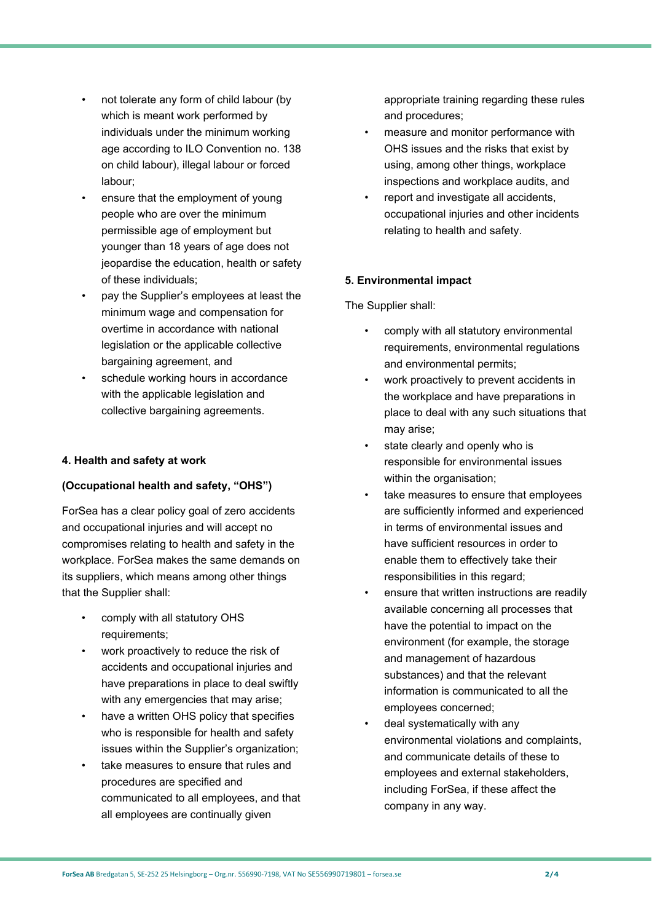- not tolerate any form of child labour (by which is meant work performed by individuals under the minimum working age according to ILO Convention no. 138 on child labour), illegal labour or forced labour;
- ensure that the employment of young people who are over the minimum permissible age of employment but younger than 18 years of age does not jeopardise the education, health or safety of these individuals;
- pay the Supplier's employees at least the minimum wage and compensation for overtime in accordance with national legislation or the applicable collective bargaining agreement, and
- schedule working hours in accordance with the applicable legislation and collective bargaining agreements.

**4. Health and safety at work**

**(Occupational health and safety, "OHS")**

ForSea has a clear policy goal of zero accidents and occupational injuries and will accept no compromises relating to health and safety in the workplace. ForSea makes the same demands on its suppliers, which means among other things that the Supplier shall:

- comply with all statutory OHS requirements;
- work proactively to reduce the risk of accidents and occupational injuries and have preparations in place to deal swiftly with any emergencies that may arise;
- have a written OHS policy that specifies who is responsible for health and safety issues within the Supplier's organization;
- take measures to ensure that rules and procedures are specified and communicated to all employees, and that all employees are continually given appropriate training regarding these rules and procedures;
- measure and monitor performance with OHS issues and the risks that exist by using, among other things, workplace inspections and workplace audits, and
- report and investigate all accidents, occupational injuries and other incidents relating to health and safety.

**5. Environmental impact**

The Supplier shall:

- comply with all statutory environmental requirements, environmental regulations and environmental permits;
- work proactively to prevent accidents in the workplace and have preparations in place to deal with any such situations that may arise;
- state clearly and openly who is responsible for environmental issues within the organisation;
- take measures to ensure that employees are sufficiently informed and experienced in terms of environmental issues and have sufficient resources in order to enable them to effectively take their responsibilities in this regard;
- ensure that written instructions are readily available concerning all processes that have the potential to impact on the environment (for example, the storage and management of hazardous substances) and that the relevant information is communicated to all the employees concerned;
- deal systematically with any environmental violations and complaints, and communicate details of these to employees and external stakeholders, including ForSea, if these affect the company in any way.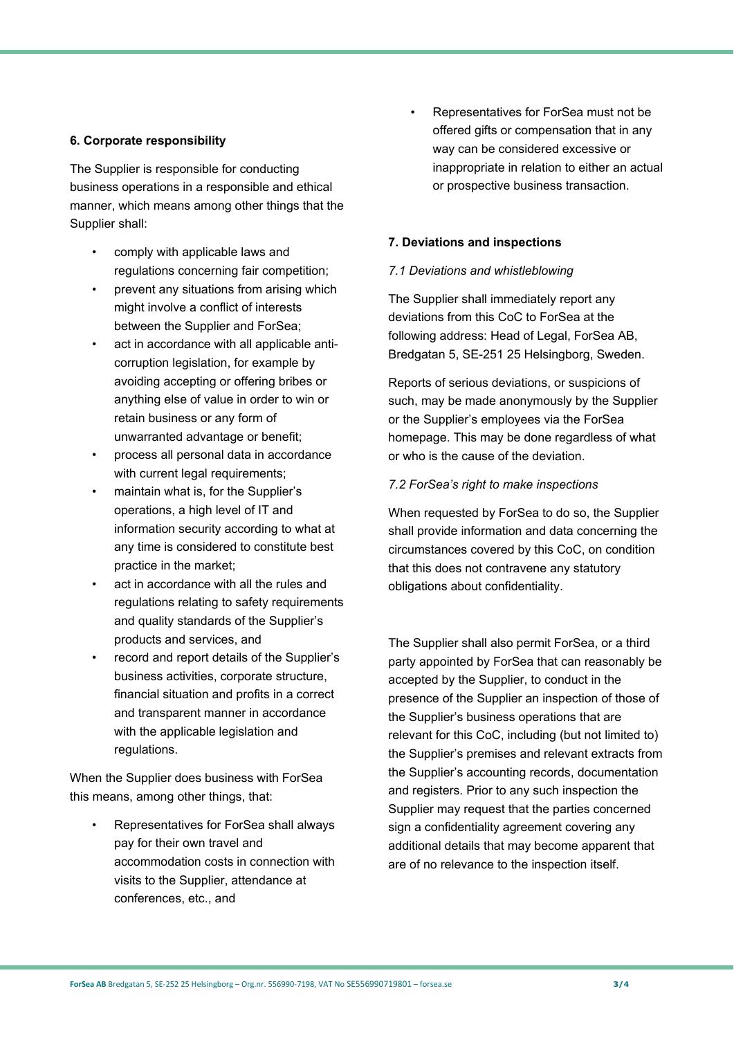## 6. Corporate responsibility

The Supplier is responsible for conducting business operations in a responsible and ethical manner, which means among other things that the Supplier shall:

- comply with applicable laws and regulations concerning fair competition;
- prevent any situations from arising which might involve a conflict of interests between the Supplier and ForSea;
- act in accordance with all applicable anti-corruption legislation, for example by avoiding accepting or offering bribes or anything else of value in order to win or retain business or any form of unwarranted advantage or benefit;
- process all personal data in accordance with current legal requirements;
- maintain what is, for the Supplier's operations, a high level of IT and information security according to what at any time is considered to constitute best practice in the market;
- act in accordance with all the rules and regulations relating to safety requirements and quality standards of the Supplier's products and services, and
- record and report details of the Supplier's business activities, corporate structure, financial situation and profits in a correct and transparent manner in accordance with the applicable legislation and regulations.

When the Supplier does business with ForSea this means, among other things, that:

- Representatives for ForSea shall always pay for their own travel and accommodation costs in connection with visits to the Supplier, attendance at conferences, etc., and
- Representatives for ForSea must not be offered gifts or compensation that in any way can be considered excessive or inappropriate in relation to either an actual or prospective business transaction.

## 7. Deviations and inspections

*7.1 Deviations and whistleblowing*

The Supplier shall immediately report any deviations from this CoC to ForSea at the following address: Head of Legal, ForSea AB, Bredgatan 5, SE-251 25 Helsingborg, Sweden.

Reports of serious deviations, or suspicions of such, may be made anonymously by the Supplier or the Supplier's employees via the ForSea homepage. This may be done regardless of what or who is the cause of the deviation.

*7.2 ForSea's right to make inspections*

When requested by ForSea to do so, the Supplier shall provide information and data concerning the circumstances covered by this CoC, on condition that this does not contravene any statutory obligations about confidentiality.

The Supplier shall also permit ForSea, or a third party appointed by ForSea that can reasonably be accepted by the Supplier, to conduct in the presence of the Supplier an inspection of those of the Supplier's business operations that are relevant for this CoC, including (but not limited to) the Supplier's premises and relevant extracts from the Supplier's accounting records, documentation and registers. Prior to any such inspection the Supplier may request that the parties concerned sign a confidentiality agreement covering any additional details that may become apparent that are of no relevance to the inspection itself.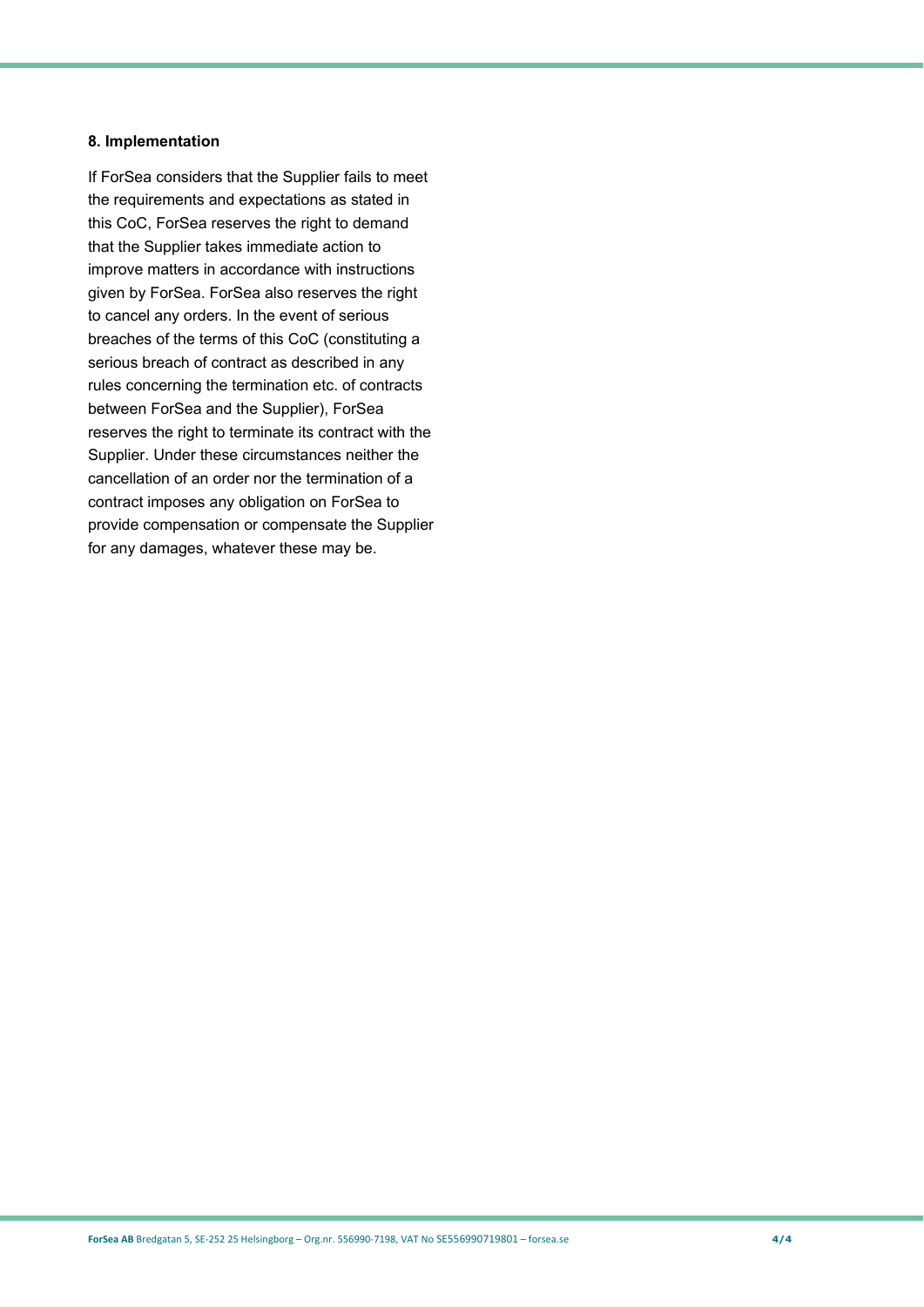### 8. Implementation

If ForSea considers that the Supplier fails to meet the requirements and expectations as stated in this CoC, ForSea reserves the right to demand that the Supplier takes immediate action to improve matters in accordance with instructions given by ForSea. ForSea also reserves the right to cancel any orders. In the event of serious breaches of the terms of this CoC (constituting a serious breach of contract as described in any rules concerning the termination etc. of contracts between ForSea and the Supplier), ForSea reserves the right to terminate its contract with the Supplier. Under these circumstances neither the cancellation of an order nor the termination of a contract imposes any obligation on ForSea to provide compensation or compensate the Supplier for any damages, whatever these may be.